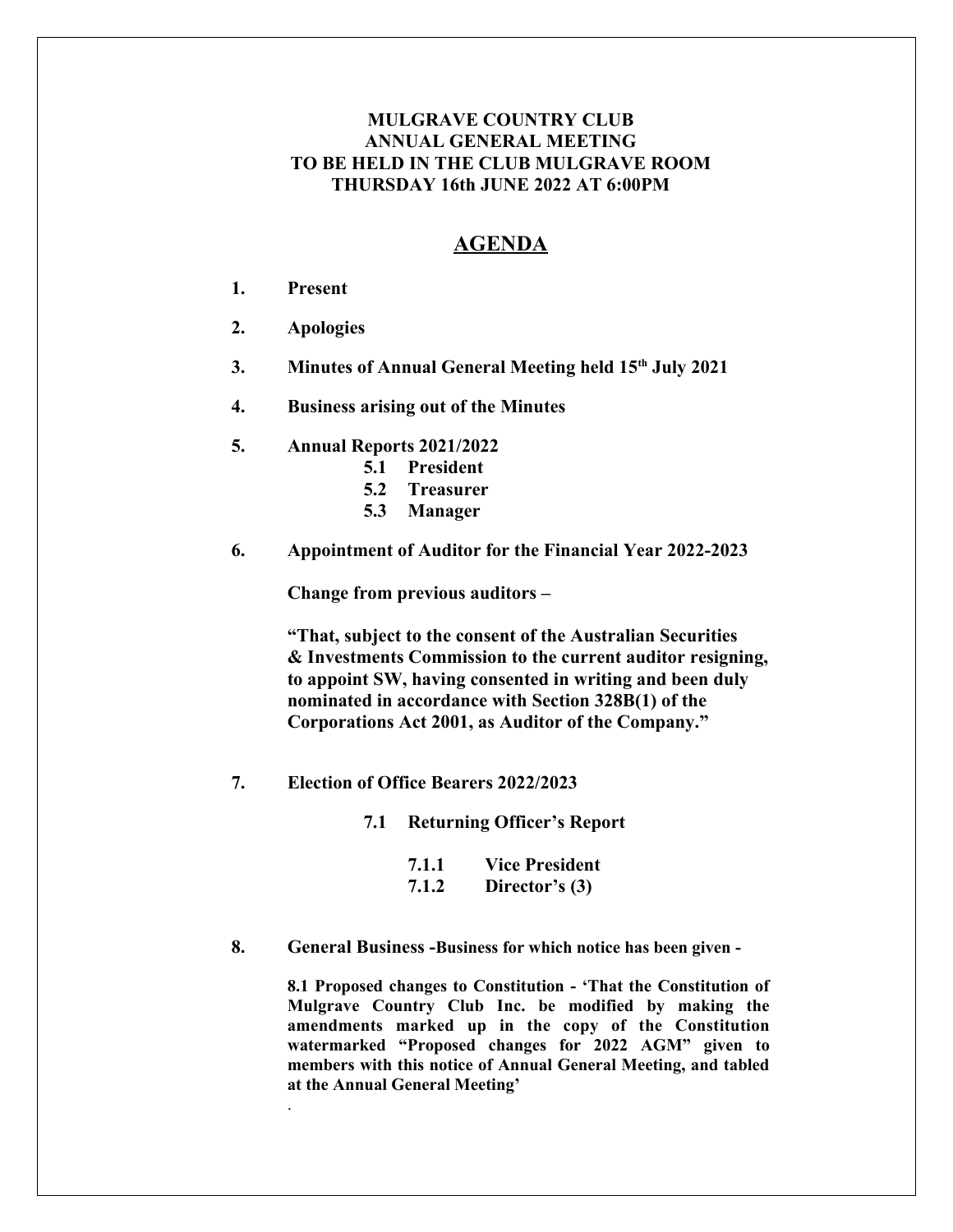**MULGRAVE COUNTRY CLUB**
**ANNUAL GENERAL MEETING**
**TO BE HELD IN THE CLUB MULGRAVE ROOM**
**THURSDAY 16th JUNE 2022 AT 6:00PM**

# AGENDA

1. **Present**

2. **Apologies**

3. **Minutes of Annual General Meeting held 15th July 2021**

4. **Business arising out of the Minutes**

5. **Annual Reports 2021/2022**
   - **5.1 President**
   - **5.2 Treasurer**
   - **5.3 Manager**

6. **Appointment of Auditor for the Financial Year 2022-2023**

   **Change from previous auditors –**

   **"That, subject to the consent of the Australian Securities & Investments Commission to the current auditor resigning, to appoint SW, having consented in writing and been duly nominated in accordance with Section 328B(1) of the Corporations Act 2001, as Auditor of the Company."**

7. **Election of Office Bearers 2022/2023**
   - **7.1 Returning Officer's Report**
     - **7.1.1 Vice President**
     - **7.1.2 Director's (3)**

8. **General Business -Business for which notice has been given -**

   **8.1 Proposed changes to Constitution - 'That the Constitution of Mulgrave Country Club Inc. be modified by making the amendments marked up in the copy of the Constitution watermarked "Proposed changes for 2022 AGM" given to members with this notice of Annual General Meeting, and tabled at the Annual General Meeting'**

   .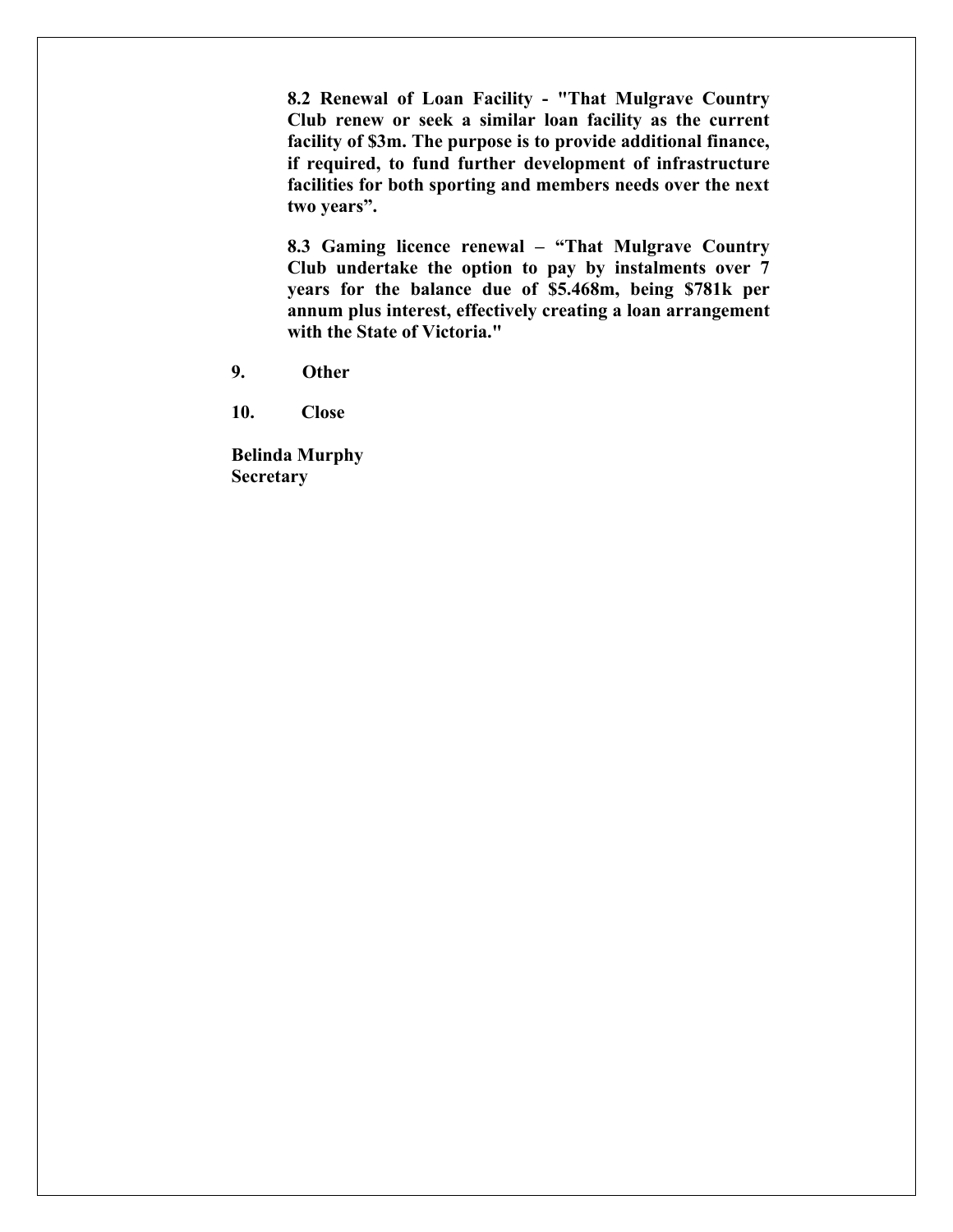**8.2 Renewal of Loan Facility - "That Mulgrave Country Club renew or seek a similar loan facility as the current facility of $3m. The purpose is to provide additional finance, if required, to fund further development of infrastructure facilities for both sporting and members needs over the next two years".**

**8.3 Gaming licence renewal – "That Mulgrave Country Club undertake the option to pay by instalments over 7 years for the balance due of $5.468m, being $781k per annum plus interest, effectively creating a loan arrangement with the State of Victoria."**

**9. Other**

**10. Close**

**Belinda Murphy**
**Secretary**